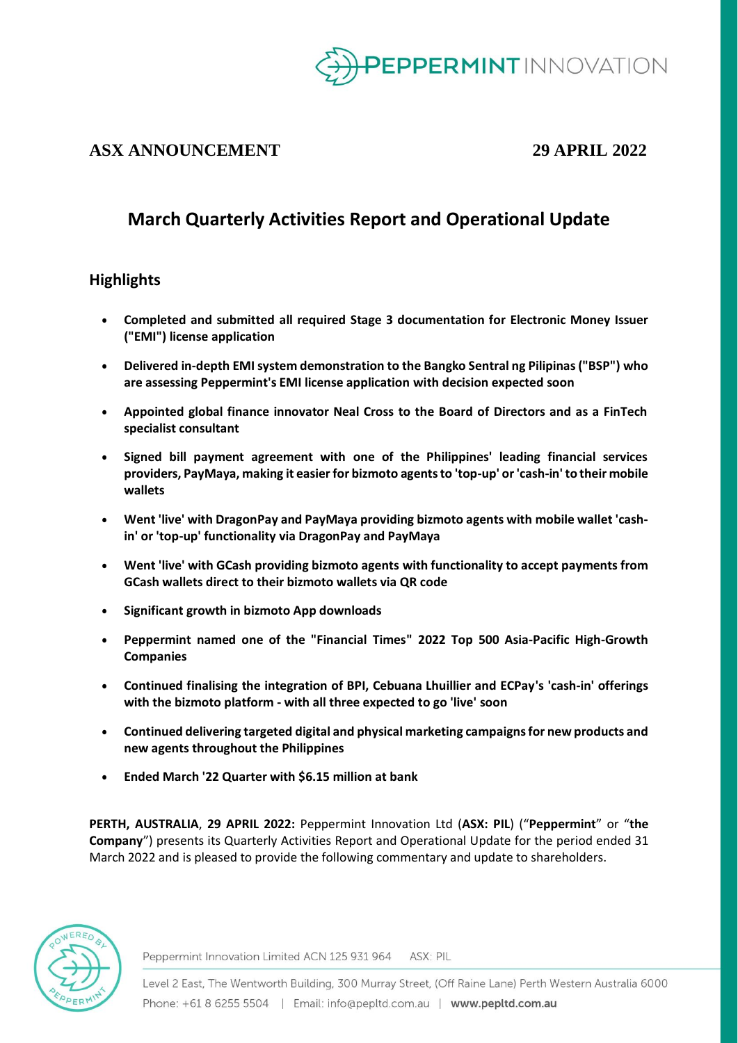**ASX ANNOUNCEMENT** **29 APRIL 2022**

# March Quarterly Activities Report and Operational Update

## Highlights

- **Completed and submitted all required Stage 3 documentation for Electronic Money Issuer ("EMI") license application**
- **Delivered in-depth EMI system demonstration to the Bangko Sentral ng Pilipinas ("BSP") who are assessing Peppermint's EMI license application with decision expected soon**
- **Appointed global finance innovator Neal Cross to the Board of Directors and as a FinTech specialist consultant**
- **Signed bill payment agreement with one of the Philippines' leading financial services providers, PayMaya, making it easier for bizmoto agents to 'top-up' or 'cash-in' to their mobile wallets**
- **Went 'live' with DragonPay and PayMaya providing bizmoto agents with mobile wallet 'cash-in' or 'top-up' functionality via DragonPay and PayMaya**
- **Went 'live' with GCash providing bizmoto agents with functionality to accept payments from GCash wallets direct to their bizmoto wallets via QR code**
- **Significant growth in bizmoto App downloads**
- **Peppermint named one of the "Financial Times" 2022 Top 500 Asia-Pacific High-Growth Companies**
- **Continued finalising the integration of BPI, Cebuana Lhuillier and ECPay's 'cash-in' offerings with the bizmoto platform - with all three expected to go 'live' soon**
- **Continued delivering targeted digital and physical marketing campaigns for new products and new agents throughout the Philippines**
- **Ended March '22 Quarter with $6.15 million at bank**

**PERTH, AUSTRALIA**, **29 APRIL 2022:** Peppermint Innovation Ltd (**ASX: PIL**) ("**Peppermint**" or "**the Company**") presents its Quarterly Activities Report and Operational Update for the period ended 31 March 2022 and is pleased to provide the following commentary and update to shareholders.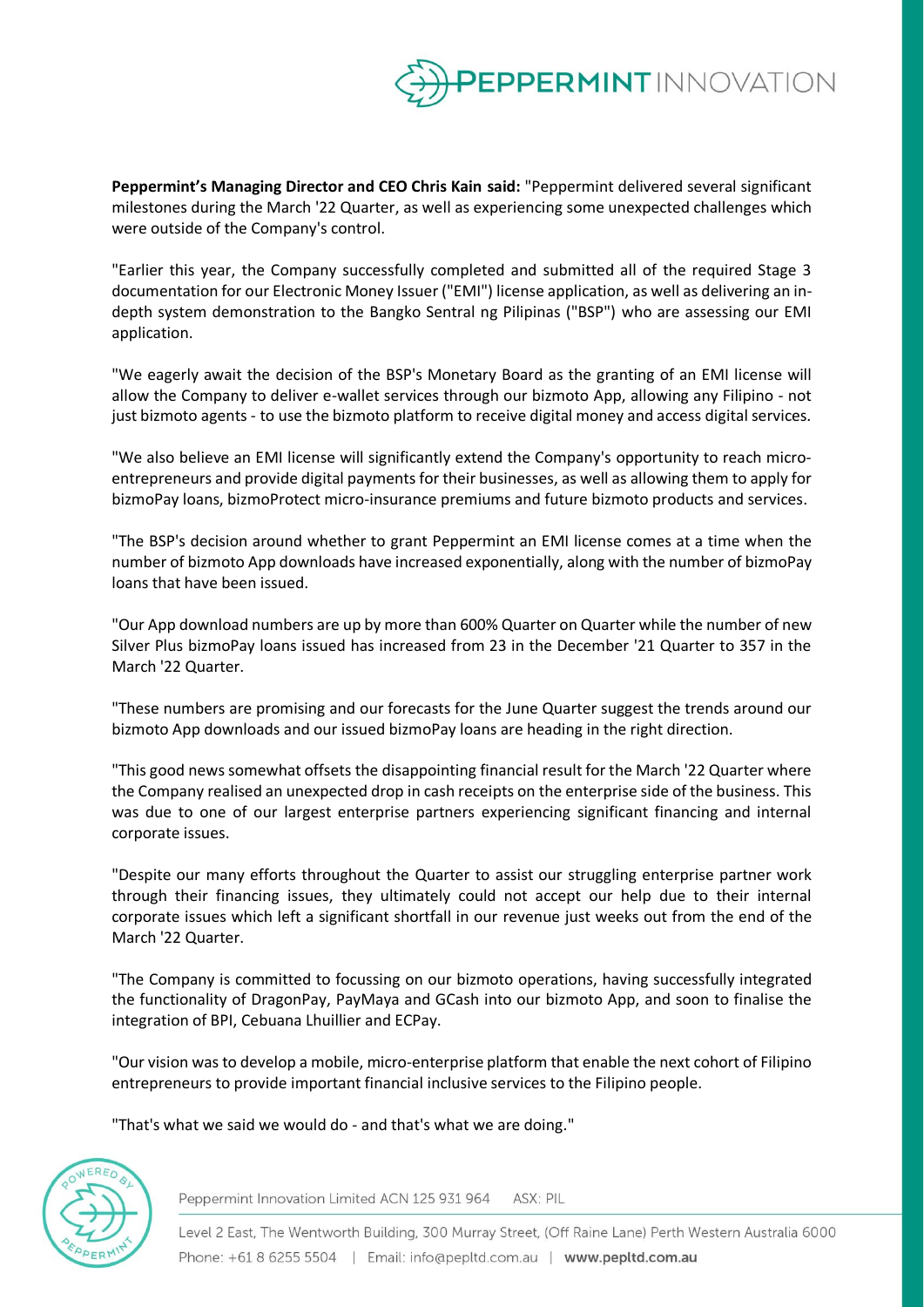**Peppermint's Managing Director and CEO Chris Kain said:** "Peppermint delivered several significant milestones during the March '22 Quarter, as well as experiencing some unexpected challenges which were outside of the Company's control.

"Earlier this year, the Company successfully completed and submitted all of the required Stage 3 documentation for our Electronic Money Issuer ("EMI") license application, as well as delivering an in-depth system demonstration to the Bangko Sentral ng Pilipinas ("BSP") who are assessing our EMI application.

"We eagerly await the decision of the BSP's Monetary Board as the granting of an EMI license will allow the Company to deliver e-wallet services through our bizmoto App, allowing any Filipino - not just bizmoto agents - to use the bizmoto platform to receive digital money and access digital services.

"We also believe an EMI license will significantly extend the Company's opportunity to reach micro-entrepreneurs and provide digital payments for their businesses, as well as allowing them to apply for bizmoPay loans, bizmoProtect micro-insurance premiums and future bizmoto products and services.

"The BSP's decision around whether to grant Peppermint an EMI license comes at a time when the number of bizmoto App downloads have increased exponentially, along with the number of bizmoPay loans that have been issued.

"Our App download numbers are up by more than 600% Quarter on Quarter while the number of new Silver Plus bizmoPay loans issued has increased from 23 in the December '21 Quarter to 357 in the March '22 Quarter.

"These numbers are promising and our forecasts for the June Quarter suggest the trends around our bizmoto App downloads and our issued bizmoPay loans are heading in the right direction.

"This good news somewhat offsets the disappointing financial result for the March '22 Quarter where the Company realised an unexpected drop in cash receipts on the enterprise side of the business. This was due to one of our largest enterprise partners experiencing significant financing and internal corporate issues.

"Despite our many efforts throughout the Quarter to assist our struggling enterprise partner work through their financing issues, they ultimately could not accept our help due to their internal corporate issues which left a significant shortfall in our revenue just weeks out from the end of the March '22 Quarter.

"The Company is committed to focussing on our bizmoto operations, having successfully integrated the functionality of DragonPay, PayMaya and GCash into our bizmoto App, and soon to finalise the integration of BPI, Cebuana Lhuillier and ECPay.

"Our vision was to develop a mobile, micro-enterprise platform that enable the next cohort of Filipino entrepreneurs to provide important financial inclusive services to the Filipino people.

"That's what we said we would do - and that's what we are doing."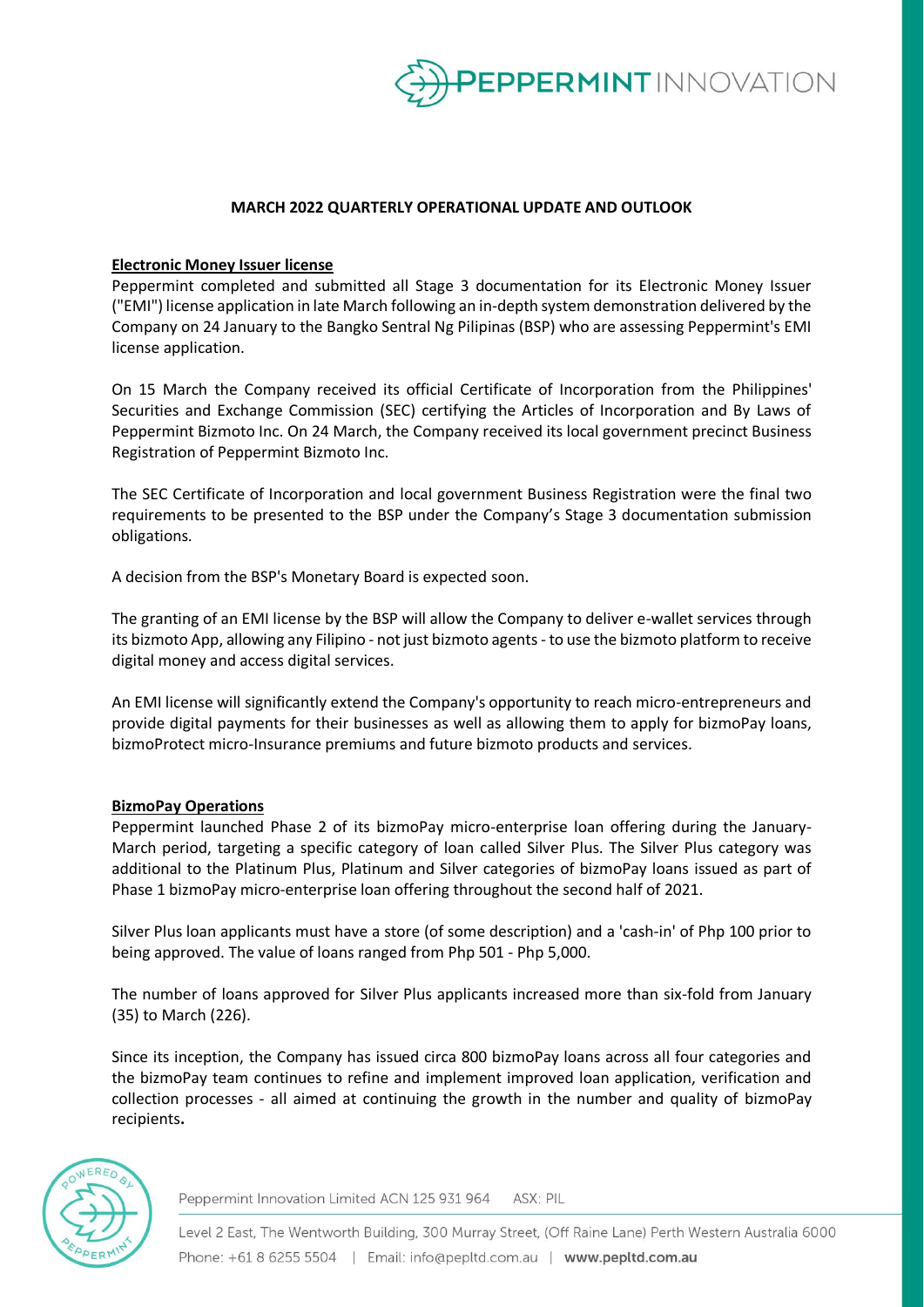## MARCH 2022 QUARTERLY OPERATIONAL UPDATE AND OUTLOOK

### Electronic Money Issuer license

Peppermint completed and submitted all Stage 3 documentation for its Electronic Money Issuer ("EMI") license application in late March following an in-depth system demonstration delivered by the Company on 24 January to the Bangko Sentral Ng Pilipinas (BSP) who are assessing Peppermint's EMI license application.

On 15 March the Company received its official Certificate of Incorporation from the Philippines' Securities and Exchange Commission (SEC) certifying the Articles of Incorporation and By Laws of Peppermint Bizmoto Inc. On 24 March, the Company received its local government precinct Business Registration of Peppermint Bizmoto Inc.

The SEC Certificate of Incorporation and local government Business Registration were the final two requirements to be presented to the BSP under the Company's Stage 3 documentation submission obligations.

A decision from the BSP's Monetary Board is expected soon.

The granting of an EMI license by the BSP will allow the Company to deliver e-wallet services through its bizmoto App, allowing any Filipino - not just bizmoto agents - to use the bizmoto platform to receive digital money and access digital services.

An EMI license will significantly extend the Company's opportunity to reach micro-entrepreneurs and provide digital payments for their businesses as well as allowing them to apply for bizmoPay loans, bizmoProtect micro-Insurance premiums and future bizmoto products and services.

### BizmoPay Operations

Peppermint launched Phase 2 of its bizmoPay micro-enterprise loan offering during the January-March period, targeting a specific category of loan called Silver Plus. The Silver Plus category was additional to the Platinum Plus, Platinum and Silver categories of bizmoPay loans issued as part of Phase 1 bizmoPay micro-enterprise loan offering throughout the second half of 2021.

Silver Plus loan applicants must have a store (of some description) and a 'cash-in' of Php 100 prior to being approved. The value of loans ranged from Php 501 - Php 5,000.

The number of loans approved for Silver Plus applicants increased more than six-fold from January (35) to March (226).

Since its inception, the Company has issued circa 800 bizmoPay loans across all four categories and the bizmoPay team continues to refine and implement improved loan application, verification and collection processes - all aimed at continuing the growth in the number and quality of bizmoPay recipients**.**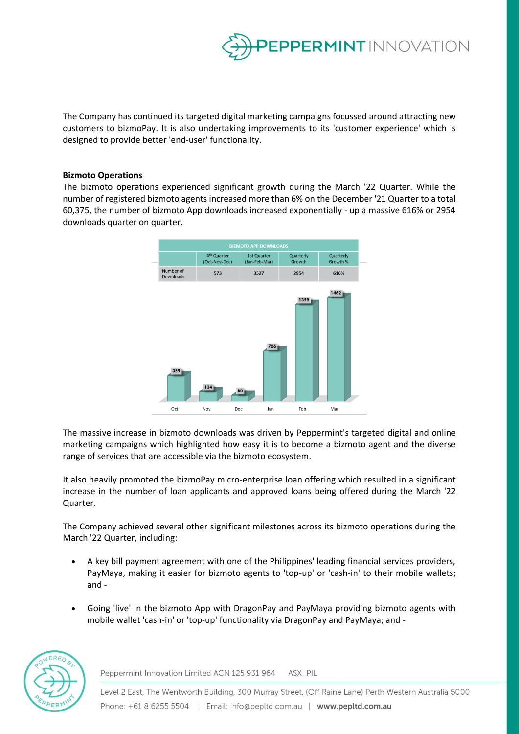The Company has continued its targeted digital marketing campaigns focussed around attracting new customers to bizmoPay. It is also undertaking improvements to its 'customer experience' which is designed to provide better 'end-user' functionality.

**Bizmoto Operations**

The bizmoto operations experienced significant growth during the March '22 Quarter. While the number of registered bizmoto agents increased more than 6% on the December '21 Quarter to a total 60,375, the number of bizmoto App downloads increased exponentially - up a massive 616% or 2954 downloads quarter on quarter.

| BIZMOTO APP DOWNLOADS | | | | |
|---|---|---|---|---|
| | 4th Quarter (Oct-Nov-Dec) | 1st Quarter (Jan-Feb-Mar) | Quarterly Growth | Quarterly Growth % |
| Number of Downloads | 573 | 3527 | 2954 | 616% |

| Oct | Nov | Dec | Jan | Feb | Mar |
|---|---|---|---|---|---|
| 359 | 134 | 80 | 706 | 1359 | 1462 |

The massive increase in bizmoto downloads was driven by Peppermint's targeted digital and online marketing campaigns which highlighted how easy it is to become a bizmoto agent and the diverse range of services that are accessible via the bizmoto ecosystem.

It also heavily promoted the bizmoPay micro-enterprise loan offering which resulted in a significant increase in the number of loan applicants and approved loans being offered during the March '22 Quarter.

The Company achieved several other significant milestones across its bizmoto operations during the March '22 Quarter, including:

- A key bill payment agreement with one of the Philippines' leading financial services providers, PayMaya, making it easier for bizmoto agents to 'top-up' or 'cash-in' to their mobile wallets; and -
- Going 'live' in the bizmoto App with DragonPay and PayMaya providing bizmoto agents with mobile wallet 'cash-in' or 'top-up' functionality via DragonPay and PayMaya; and -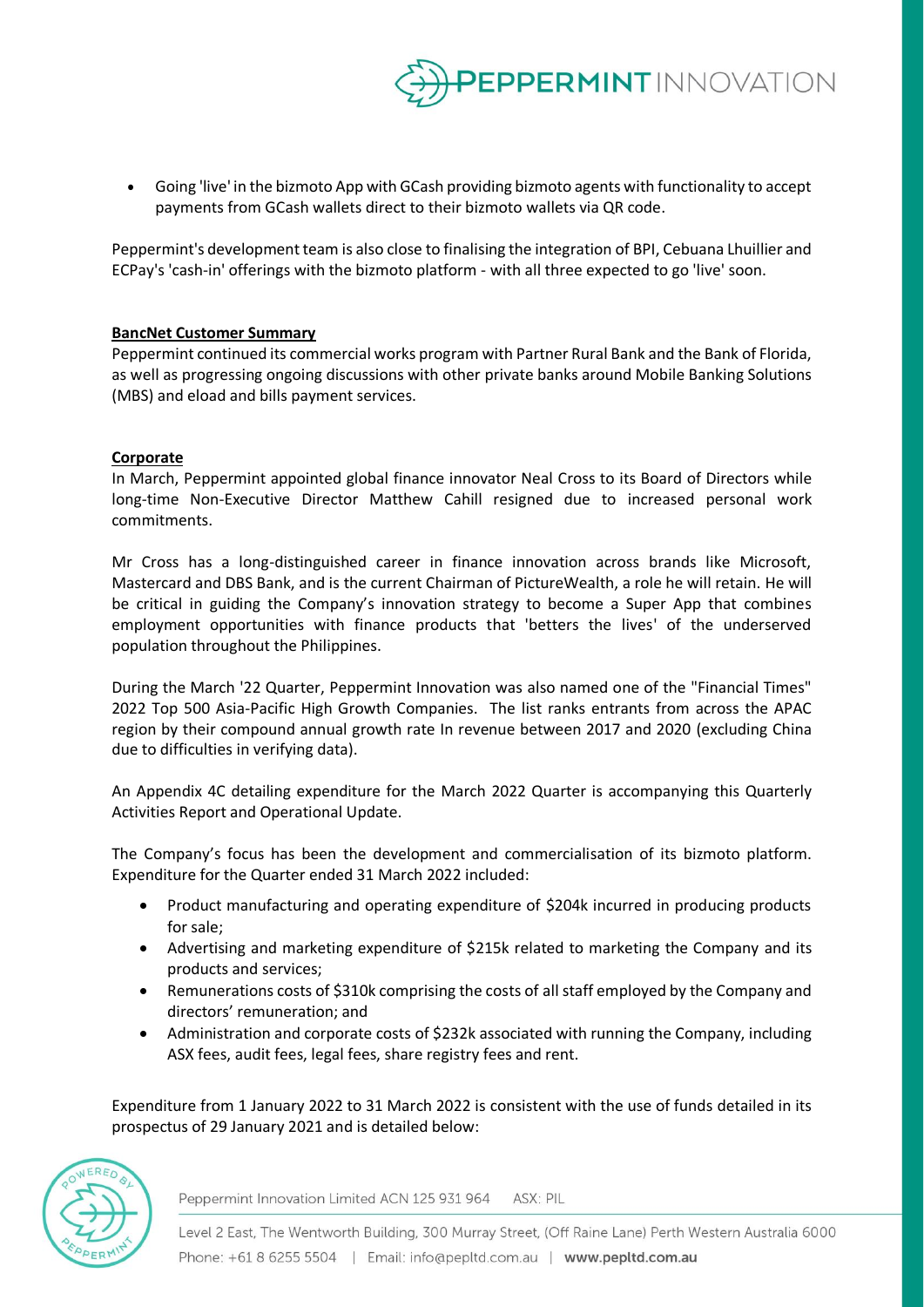- Going 'live' in the bizmoto App with GCash providing bizmoto agents with functionality to accept payments from GCash wallets direct to their bizmoto wallets via QR code.

Peppermint's development team is also close to finalising the integration of BPI, Cebuana Lhuillier and ECPay's 'cash-in' offerings with the bizmoto platform - with all three expected to go 'live' soon.

**BancNet Customer Summary**

Peppermint continued its commercial works program with Partner Rural Bank and the Bank of Florida, as well as progressing ongoing discussions with other private banks around Mobile Banking Solutions (MBS) and eload and bills payment services.

**Corporate**

In March, Peppermint appointed global finance innovator Neal Cross to its Board of Directors while long-time Non-Executive Director Matthew Cahill resigned due to increased personal work commitments.

Mr Cross has a long-distinguished career in finance innovation across brands like Microsoft, Mastercard and DBS Bank, and is the current Chairman of PictureWealth, a role he will retain. He will be critical in guiding the Company's innovation strategy to become a Super App that combines employment opportunities with finance products that 'betters the lives' of the underserved population throughout the Philippines.

During the March '22 Quarter, Peppermint Innovation was also named one of the "Financial Times" 2022 Top 500 Asia-Pacific High Growth Companies. The list ranks entrants from across the APAC region by their compound annual growth rate In revenue between 2017 and 2020 (excluding China due to difficulties in verifying data).

An Appendix 4C detailing expenditure for the March 2022 Quarter is accompanying this Quarterly Activities Report and Operational Update.

The Company's focus has been the development and commercialisation of its bizmoto platform. Expenditure for the Quarter ended 31 March 2022 included:

- Product manufacturing and operating expenditure of $204k incurred in producing products for sale;
- Advertising and marketing expenditure of $215k related to marketing the Company and its products and services;
- Remunerations costs of $310k comprising the costs of all staff employed by the Company and directors' remuneration; and
- Administration and corporate costs of $232k associated with running the Company, including ASX fees, audit fees, legal fees, share registry fees and rent.

Expenditure from 1 January 2022 to 31 March 2022 is consistent with the use of funds detailed in its prospectus of 29 January 2021 and is detailed below: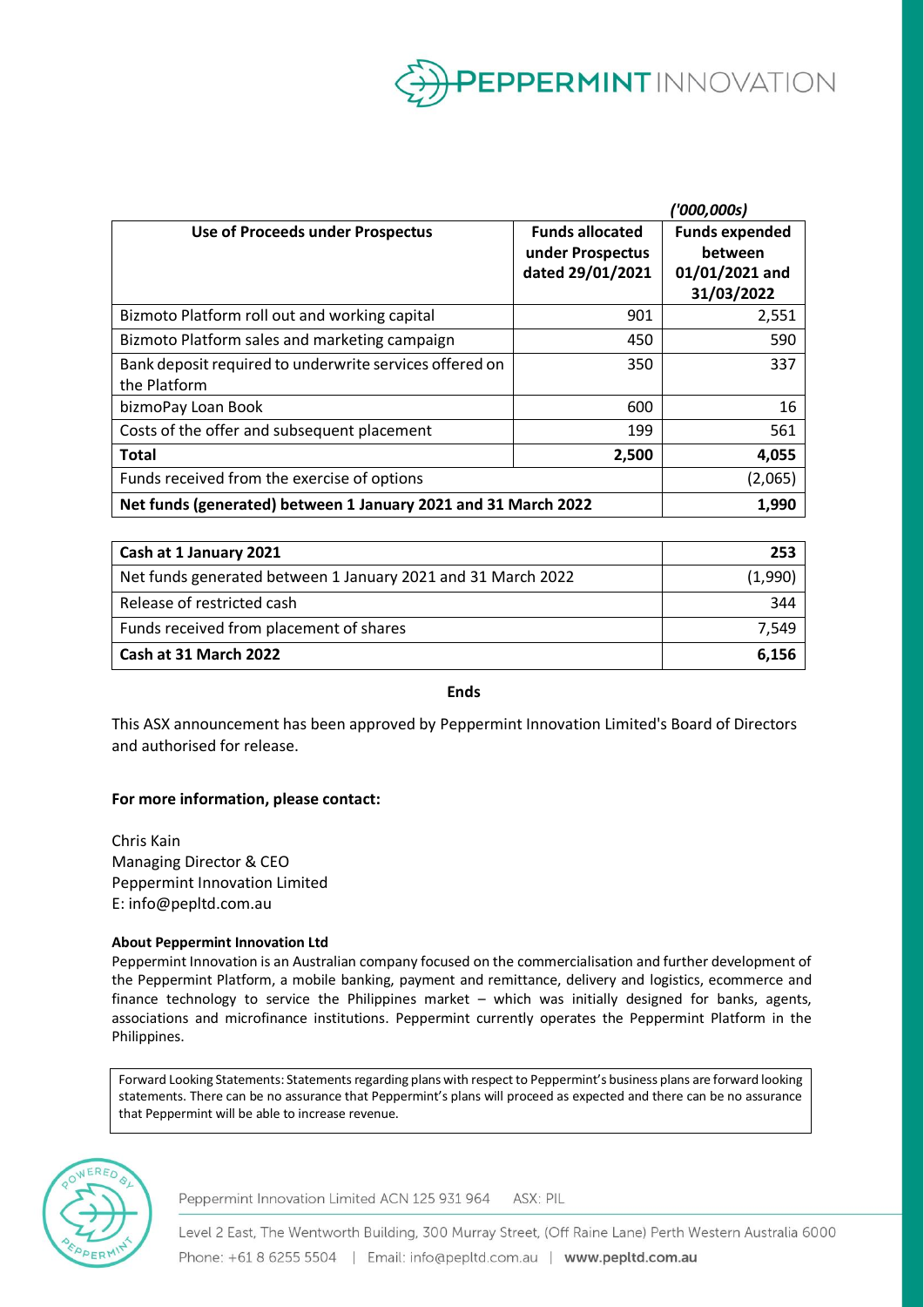| | | *('000,000s)* |
|---|---|---|
| **Use of Proceeds under Prospectus** | **Funds allocated under Prospectus dated 29/01/2021** | **Funds expended between 01/01/2021 and 31/03/2022** |
| Bizmoto Platform roll out and working capital | 901 | 2,551 |
| Bizmoto Platform sales and marketing campaign | 450 | 590 |
| Bank deposit required to underwrite services offered on the Platform | 350 | 337 |
| bizmoPay Loan Book | 600 | 16 |
| Costs of the offer and subsequent placement | 199 | 561 |
| **Total** | **2,500** | **4,055** |
| Funds received from the exercise of options | | (2,065) |
| **Net funds (generated) between 1 January 2021 and 31 March 2022** | | **1,990** |

| **Cash at 1 January 2021** | **253** |
|---|---|
| Net funds generated between 1 January 2021 and 31 March 2022 | (1,990) |
| Release of restricted cash | 344 |
| Funds received from placement of shares | 7,549 |
| **Cash at 31 March 2022** | **6,156** |

**Ends**

This ASX announcement has been approved by Peppermint Innovation Limited's Board of Directors and authorised for release.

**For more information, please contact:**

Chris Kain
Managing Director & CEO
Peppermint Innovation Limited
E: info@pepltd.com.au

**About Peppermint Innovation Ltd**

Peppermint Innovation is an Australian company focused on the commercialisation and further development of the Peppermint Platform, a mobile banking, payment and remittance, delivery and logistics, ecommerce and finance technology to service the Philippines market – which was initially designed for banks, agents, associations and microfinance institutions. Peppermint currently operates the Peppermint Platform in the Philippines.

Forward Looking Statements: Statements regarding plans with respect to Peppermint's business plans are forward looking statements. There can be no assurance that Peppermint's plans will proceed as expected and there can be no assurance that Peppermint will be able to increase revenue.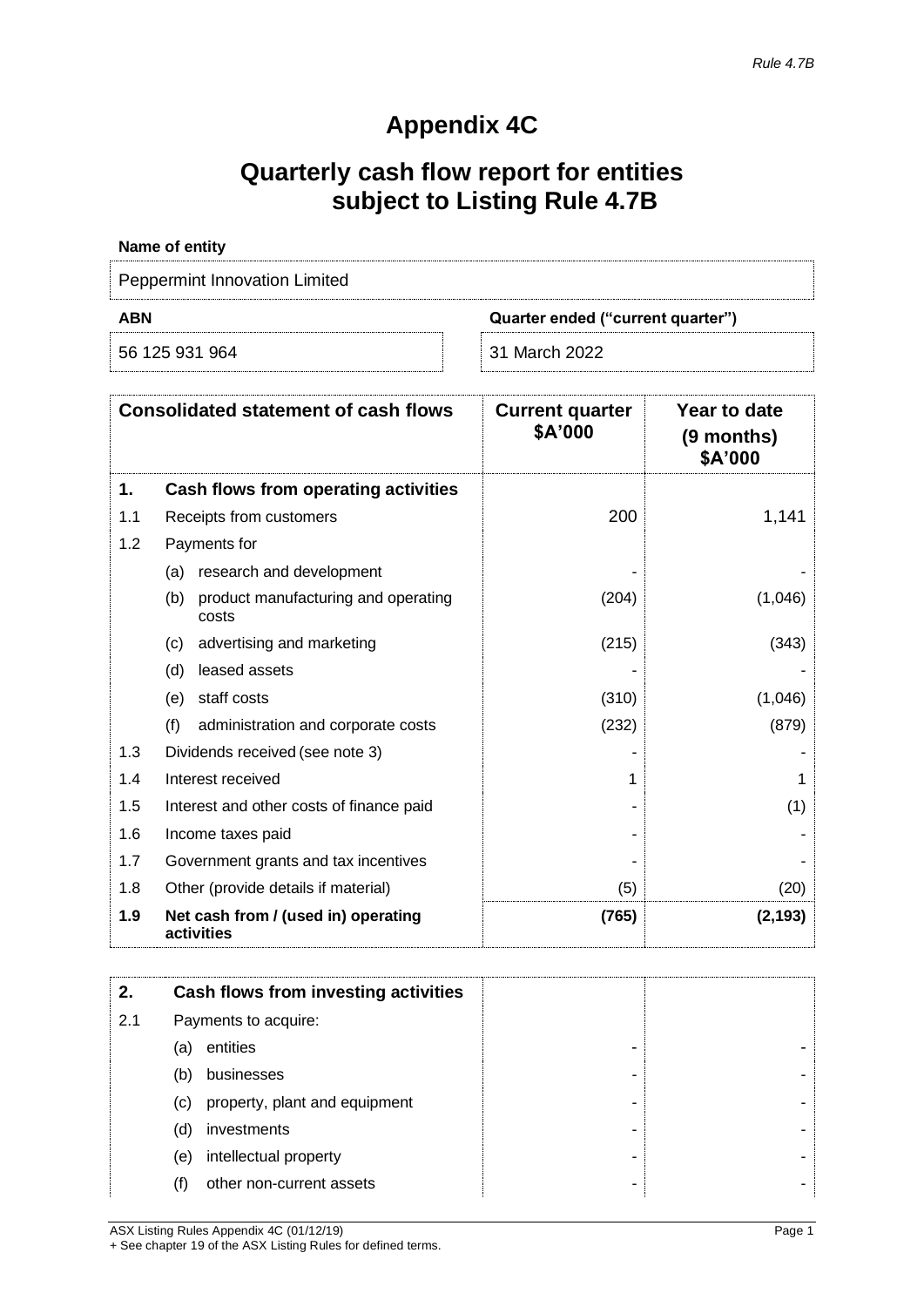# Appendix 4C

# Quarterly cash flow report for entities subject to Listing Rule 4.7B

**Name of entity**

Peppermint Innovation Limited

| ABN | Quarter ended ("current quarter") |
|---|---|
| 56 125 931 964 | 31 March 2022 |

| Consolidated statement of cash flows | | Current quarter \$A'000 | Year to date (9 months) \$A'000 |
|---|---|---|---|
| **1.** | **Cash flows from operating activities** | | |
| 1.1 | Receipts from customers | 200 | 1,141 |
| 1.2 | Payments for | | |
| | (a) research and development | - | - |
| | (b) product manufacturing and operating costs | (204) | (1,046) |
| | (c) advertising and marketing | (215) | (343) |
| | (d) leased assets | - | - |
| | (e) staff costs | (310) | (1,046) |
| | (f) administration and corporate costs | (232) | (879) |
| 1.3 | Dividends received (see note 3) | - | - |
| 1.4 | Interest received | 1 | 1 |
| 1.5 | Interest and other costs of finance paid | - | (1) |
| 1.6 | Income taxes paid | - | - |
| 1.7 | Government grants and tax incentives | - | - |
| 1.8 | Other (provide details if material) | (5) | (20) |
| **1.9** | **Net cash from / (used in) operating activities** | **(765)** | **(2,193)** |

| **2.** | **Cash flows from investing activities** | | |
|---|---|---|---|
| 2.1 | Payments to acquire: | | |
| | (a) entities | - | - |
| | (b) businesses | - | - |
| | (c) property, plant and equipment | - | - |
| | (d) investments | - | - |
| | (e) intellectual property | - | - |
| | (f) other non-current assets | - | - |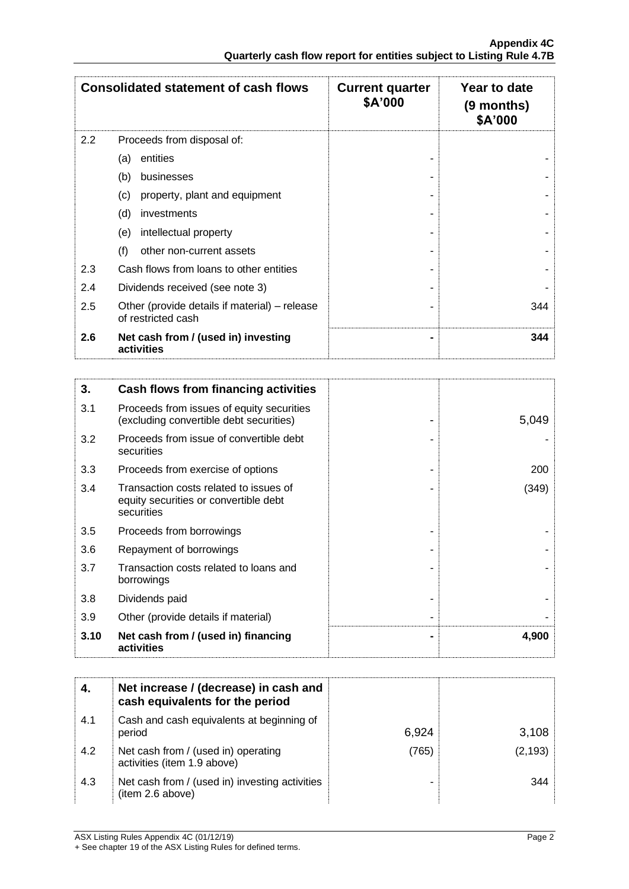| | Consolidated statement of cash flows | Current quarter $A'000 | Year to date (9 months) $A'000 |
|---|---|---|---|
| 2.2 | Proceeds from disposal of: | | |
| | (a) entities | - | - |
| | (b) businesses | - | - |
| | (c) property, plant and equipment | - | - |
| | (d) investments | - | - |
| | (e) intellectual property | - | - |
| | (f) other non-current assets | - | - |
| 2.3 | Cash flows from loans to other entities | - | - |
| 2.4 | Dividends received (see note 3) | - | - |
| 2.5 | Other (provide details if material) – release of restricted cash | - | 344 |
| **2.6** | **Net cash from / (used in) investing activities** | **-** | **344** |

| | | | |
|---|---|---|---|
| **3.** | **Cash flows from financing activities** | | |
| 3.1 | Proceeds from issues of equity securities (excluding convertible debt securities) | - | 5,049 |
| 3.2 | Proceeds from issue of convertible debt securities | - | - |
| 3.3 | Proceeds from exercise of options | - | 200 |
| 3.4 | Transaction costs related to issues of equity securities or convertible debt securities | - | (349) |
| 3.5 | Proceeds from borrowings | - | - |
| 3.6 | Repayment of borrowings | - | - |
| 3.7 | Transaction costs related to loans and borrowings | - | - |
| 3.8 | Dividends paid | - | - |
| 3.9 | Other (provide details if material) | - | - |
| **3.10** | **Net cash from / (used in) financing activities** | **-** | **4,900** |

| | | | |
|---|---|---|---|
| **4.** | **Net increase / (decrease) in cash and cash equivalents for the period** | | |
| 4.1 | Cash and cash equivalents at beginning of period | 6,924 | 3,108 |
| 4.2 | Net cash from / (used in) operating activities (item 1.9 above) | (765) | (2,193) |
| 4.3 | Net cash from / (used in) investing activities (item 2.6 above) | - | 344 |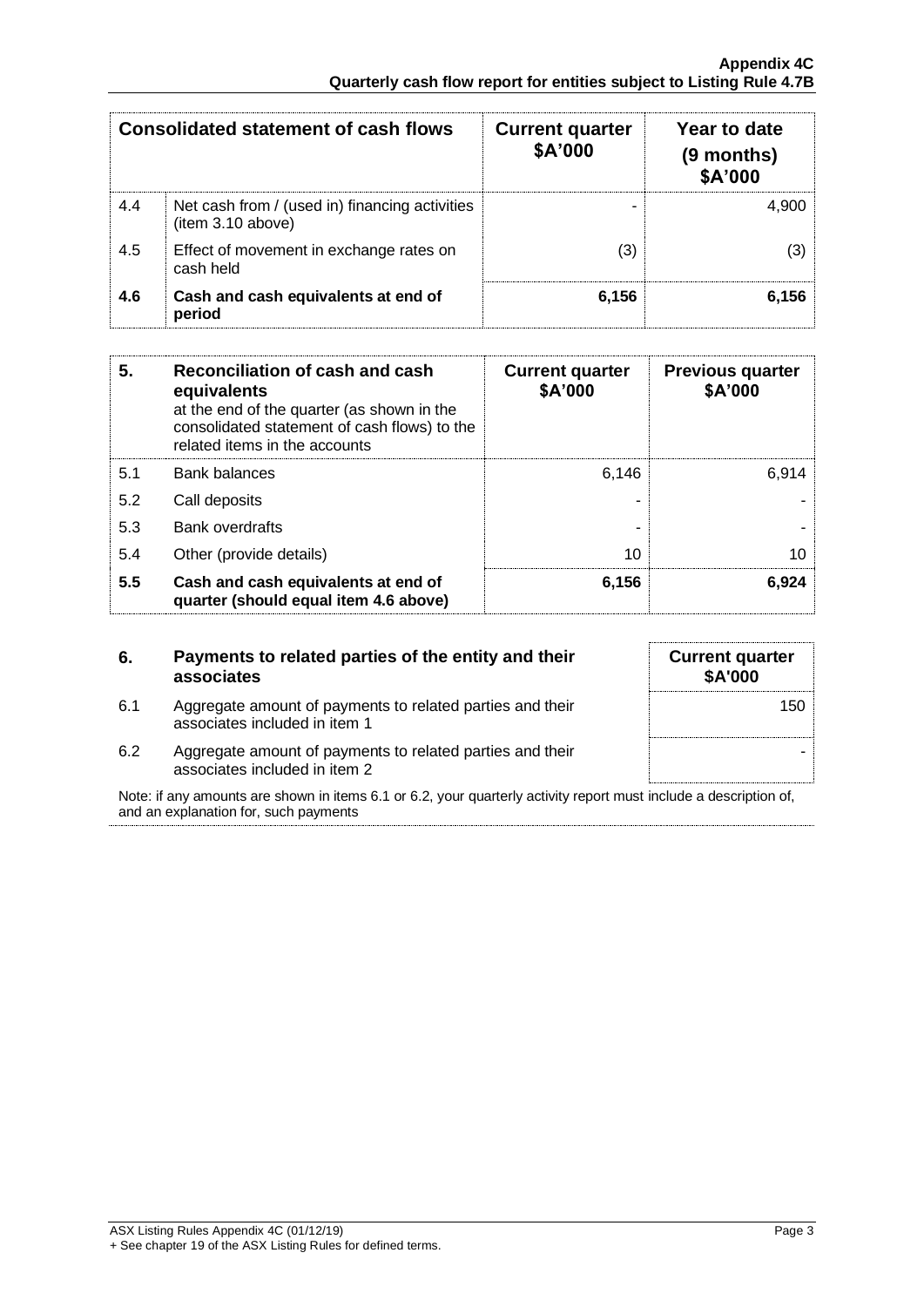| Consolidated statement of cash flows | | Current quarter $A'000 | Year to date (9 months) $A'000 |
|---|---|---|---|
| 4.4 | Net cash from / (used in) financing activities (item 3.10 above) | - | 4,900 |
| 4.5 | Effect of movement in exchange rates on cash held | (3) | (3) |
| **4.6** | **Cash and cash equivalents at end of period** | **6,156** | **6,156** |

| **5.** | **Reconciliation of cash and cash equivalents** at the end of the quarter (as shown in the consolidated statement of cash flows) to the related items in the accounts | **Current quarter $A'000** | **Previous quarter $A'000** |
|---|---|---|---|
| 5.1 | Bank balances | 6,146 | 6,914 |
| 5.2 | Call deposits | - | - |
| 5.3 | Bank overdrafts | - | - |
| 5.4 | Other (provide details) | 10 | 10 |
| **5.5** | **Cash and cash equivalents at end of quarter (should equal item 4.6 above)** | **6,156** | **6,924** |

| **6.** | **Payments to related parties of the entity and their associates** | **Current quarter $A'000** |
|---|---|---|
| 6.1 | Aggregate amount of payments to related parties and their associates included in item 1 | 150 |
| 6.2 | Aggregate amount of payments to related parties and their associates included in item 2 | - |

Note: if any amounts are shown in items 6.1 or 6.2, your quarterly activity report must include a description of, and an explanation for, such payments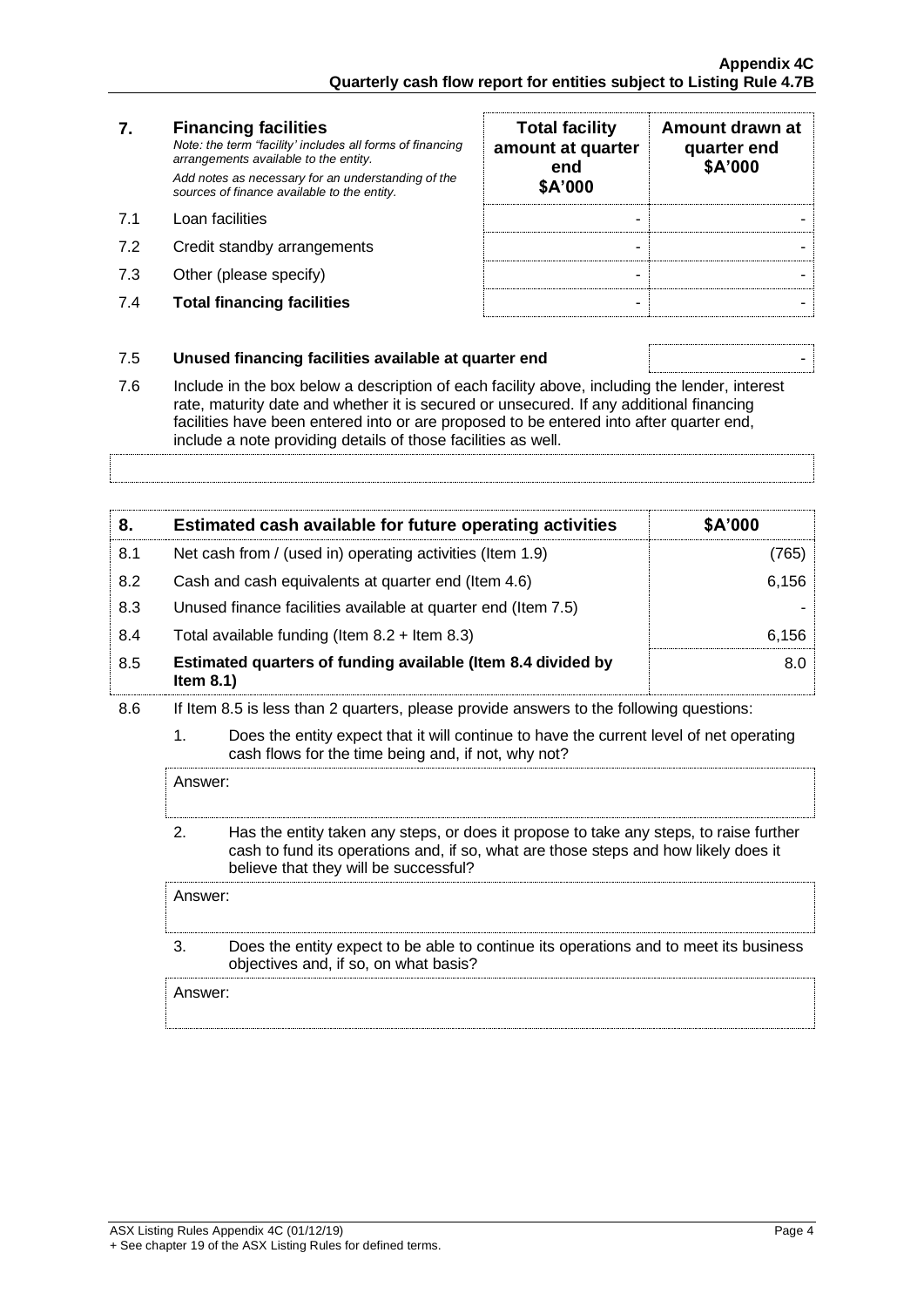| 7. | **Financing facilities**<br>*Note: the term "facility' includes all forms of financing arrangements available to the entity.*<br>*Add notes as necessary for an understanding of the sources of finance available to the entity.* | **Total facility amount at quarter end $A'000** | **Amount drawn at quarter end $A'000** |
|---|---|---|---|
| 7.1 | Loan facilities | - | - |
| 7.2 | Credit standby arrangements | - | - |
| 7.3 | Other (please specify) | - | - |
| 7.4 | **Total financing facilities** | - | - |

| | | |
|---|---|---|
| 7.5 | **Unused financing facilities available at quarter end** | - |

7.6 Include in the box below a description of each facility above, including the lender, interest rate, maturity date and whether it is secured or unsecured. If any additional financing facilities have been entered into or are proposed to be entered into after quarter end, include a note providing details of those facilities as well.

| 8. | Estimated cash available for future operating activities | $A'000 |
|---|---|---|
| 8.1 | Net cash from / (used in) operating activities (Item 1.9) | (765) |
| 8.2 | Cash and cash equivalents at quarter end (Item 4.6) | 6,156 |
| 8.3 | Unused finance facilities available at quarter end (Item 7.5) | - |
| 8.4 | Total available funding (Item 8.2 + Item 8.3) | 6,156 |
| 8.5 | **Estimated quarters of funding available (Item 8.4 divided by Item 8.1)** | 8.0 |

8.6 If Item 8.5 is less than 2 quarters, please provide answers to the following questions:

1. Does the entity expect that it will continue to have the current level of net operating cash flows for the time being and, if not, why not?

   Answer:

2. Has the entity taken any steps, or does it propose to take any steps, to raise further cash to fund its operations and, if so, what are those steps and how likely does it believe that they will be successful?

   Answer:

3. Does the entity expect to be able to continue its operations and to meet its business objectives and, if so, on what basis?

   Answer: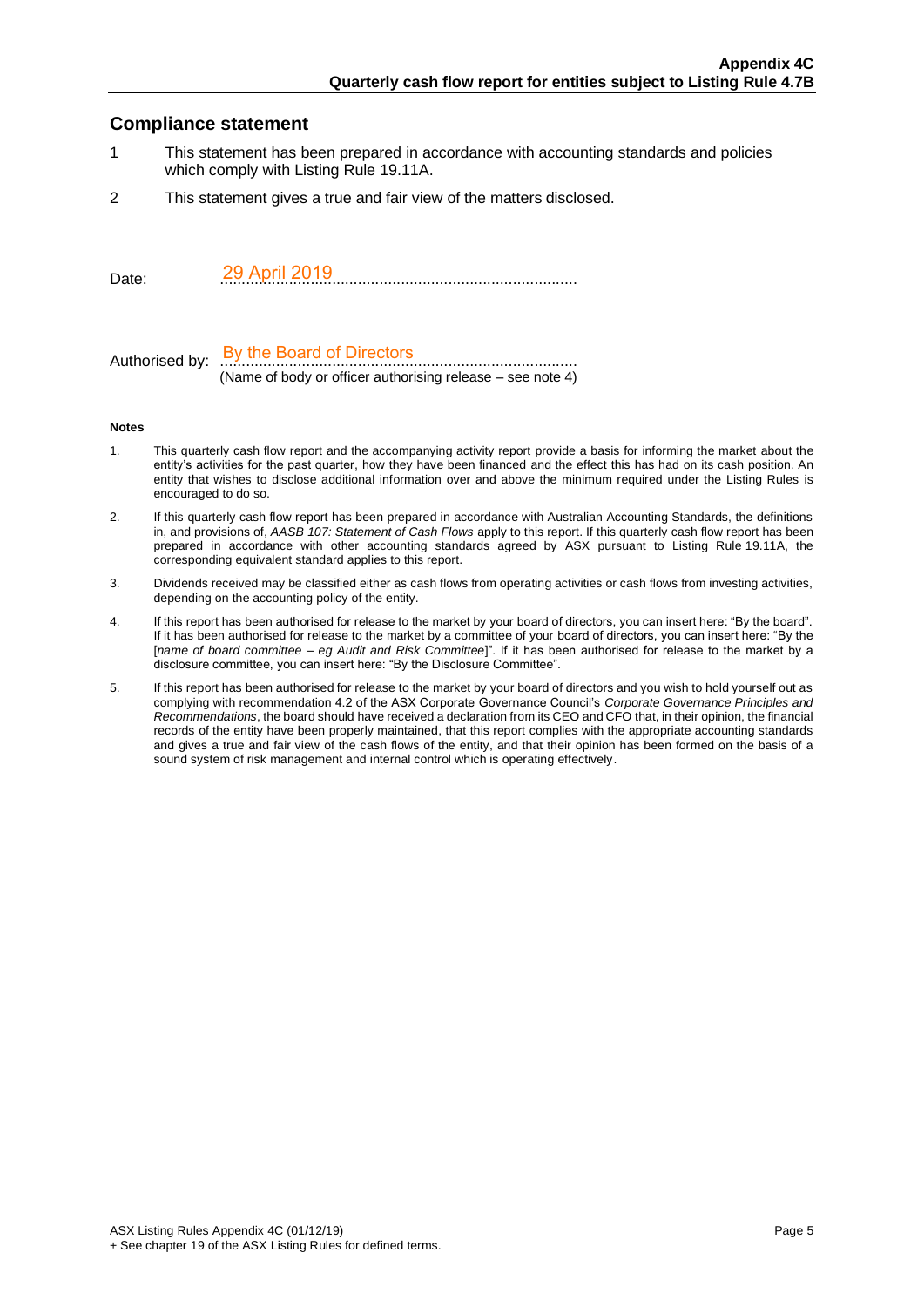## Compliance statement

1. This statement has been prepared in accordance with accounting standards and policies which comply with Listing Rule 19.11A.
2. This statement gives a true and fair view of the matters disclosed.

Date: 29 April 2019

Authorised by: By the Board of Directors
(Name of body or officer authorising release – see note 4)

#### Notes

1. This quarterly cash flow report and the accompanying activity report provide a basis for informing the market about the entity's activities for the past quarter, how they have been financed and the effect this has had on its cash position. An entity that wishes to disclose additional information over and above the minimum required under the Listing Rules is encouraged to do so.
2. If this quarterly cash flow report has been prepared in accordance with Australian Accounting Standards, the definitions in, and provisions of, *AASB 107: Statement of Cash Flows* apply to this report. If this quarterly cash flow report has been prepared in accordance with other accounting standards agreed by ASX pursuant to Listing Rule 19.11A, the corresponding equivalent standard applies to this report.
3. Dividends received may be classified either as cash flows from operating activities or cash flows from investing activities, depending on the accounting policy of the entity.
4. If this report has been authorised for release to the market by your board of directors, you can insert here: "By the board". If it has been authorised for release to the market by a committee of your board of directors, you can insert here: "By the [*name of board committee – eg Audit and Risk Committee*]". If it has been authorised for release to the market by a disclosure committee, you can insert here: "By the Disclosure Committee".
5. If this report has been authorised for release to the market by your board of directors and you wish to hold yourself out as complying with recommendation 4.2 of the ASX Corporate Governance Council's *Corporate Governance Principles and Recommendations*, the board should have received a declaration from its CEO and CFO that, in their opinion, the financial records of the entity have been properly maintained, that this report complies with the appropriate accounting standards and gives a true and fair view of the cash flows of the entity, and that their opinion has been formed on the basis of a sound system of risk management and internal control which is operating effectively.